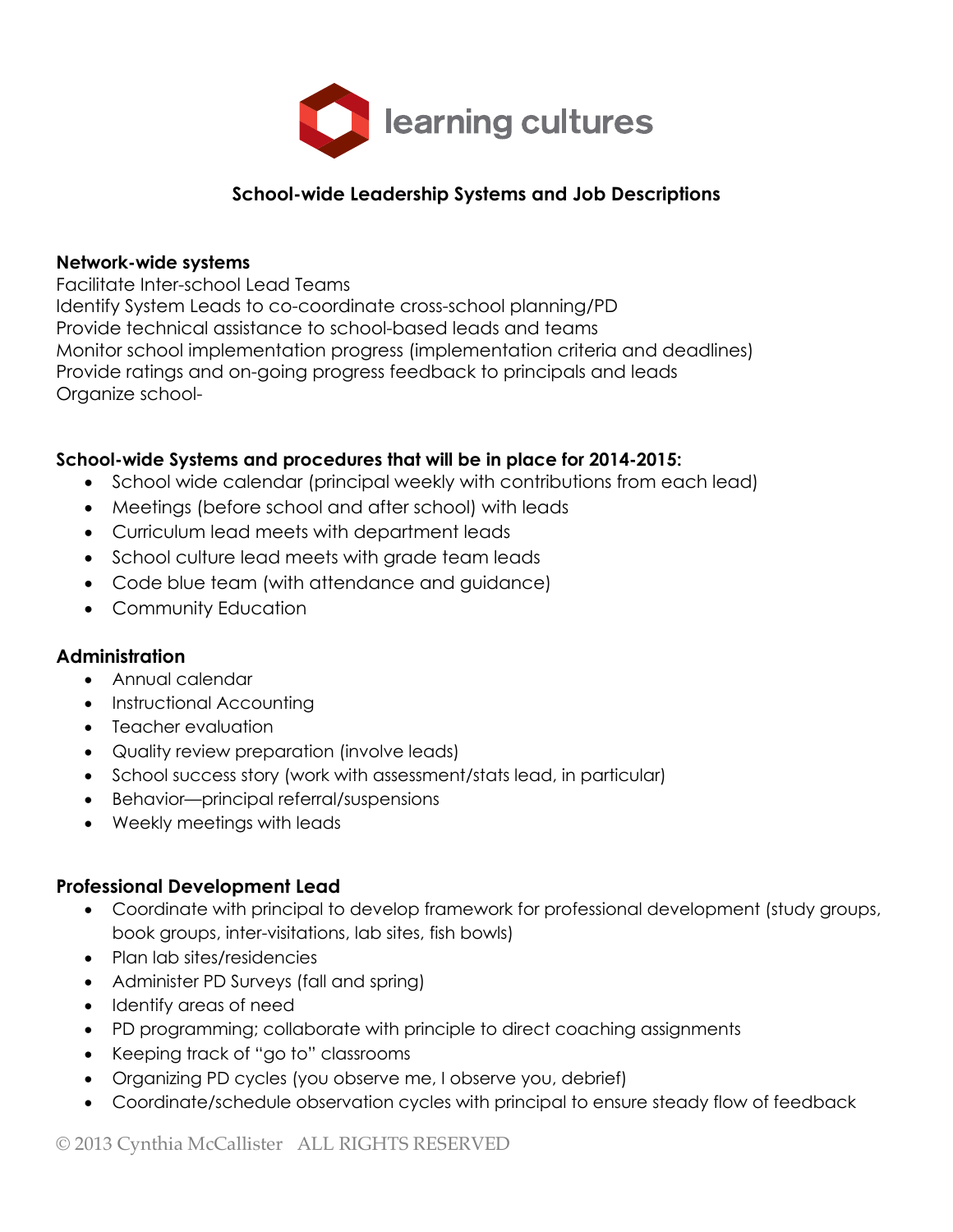learning cultures

## School-wide Leadership Systems and Job Descriptions

**Network-wide systems**

Facilitate Inter-school Lead Teams
Identify System Leads to co-coordinate cross-school planning/PD
Provide technical assistance to school-based leads and teams
Monitor school implementation progress (implementation criteria and deadlines)
Provide ratings and on-going progress feedback to principals and leads
Organize school-

**School-wide Systems and procedures that will be in place for 2014-2015:**

- School wide calendar (principal weekly with contributions from each lead)
- Meetings (before school and after school) with leads
- Curriculum lead meets with department leads
- School culture lead meets with grade team leads
- Code blue team (with attendance and guidance)
- Community Education

**Administration**

- Annual calendar
- Instructional Accounting
- Teacher evaluation
- Quality review preparation (involve leads)
- School success story (work with assessment/stats lead, in particular)
- Behavior—principal referral/suspensions
- Weekly meetings with leads

**Professional Development Lead**

- Coordinate with principal to develop framework for professional development (study groups, book groups, inter-visitations, lab sites, fish bowls)
- Plan lab sites/residencies
- Administer PD Surveys (fall and spring)
- Identify areas of need
- PD programming; collaborate with principle to direct coaching assignments
- Keeping track of "go to" classrooms
- Organizing PD cycles (you observe me, I observe you, debrief)
- Coordinate/schedule observation cycles with principal to ensure steady flow of feedback

© 2013 Cynthia McCallister ALL RIGHTS RESERVED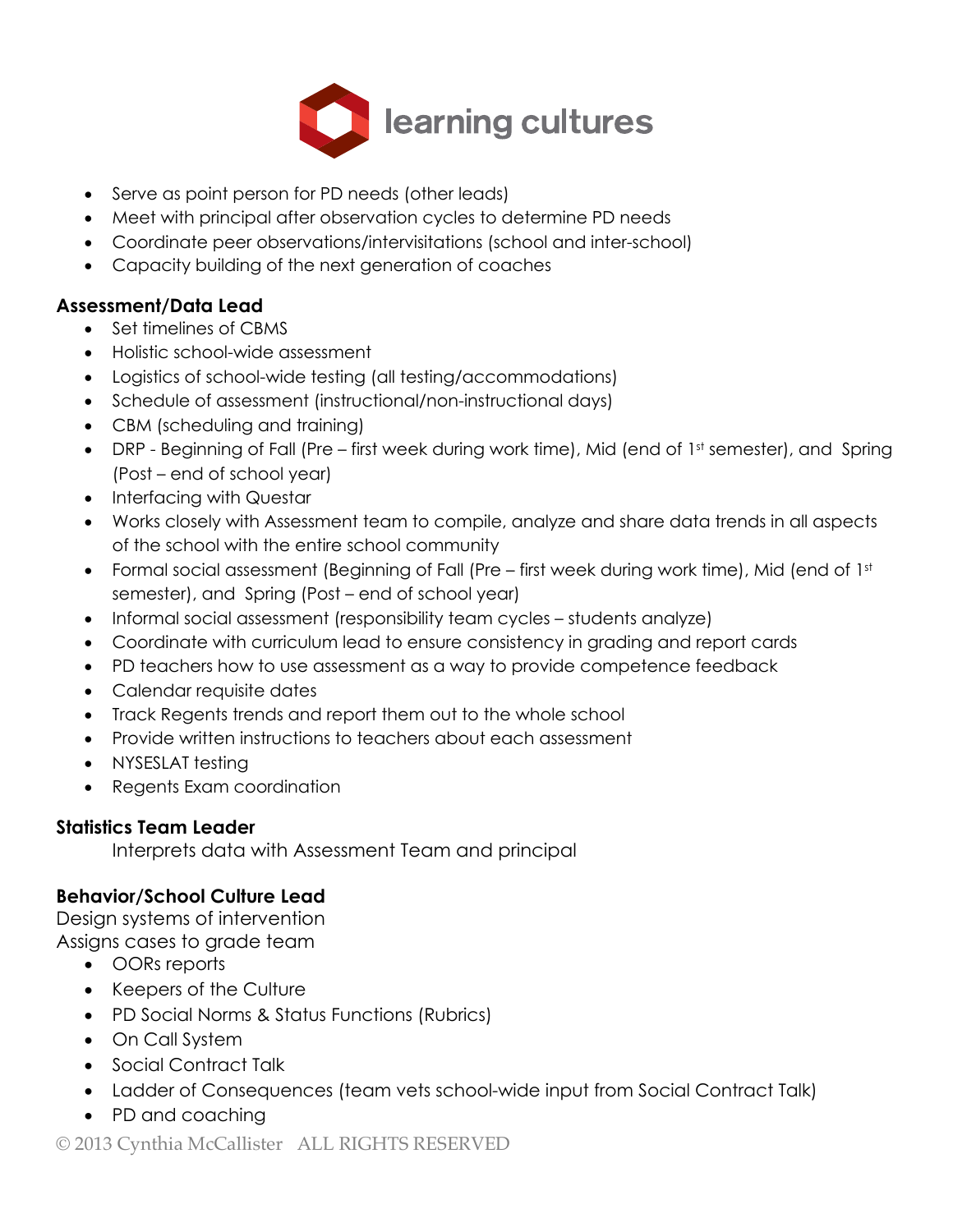- Serve as point person for PD needs (other leads)
- Meet with principal after observation cycles to determine PD needs
- Coordinate peer observations/intervisitations (school and inter-school)
- Capacity building of the next generation of coaches

**Assessment/Data Lead**

- Set timelines of CBMS
- Holistic school-wide assessment
- Logistics of school-wide testing (all testing/accommodations)
- Schedule of assessment (instructional/non-instructional days)
- CBM (scheduling and training)
- DRP - Beginning of Fall (Pre – first week during work time), Mid (end of 1st semester), and Spring (Post – end of school year)
- Interfacing with Questar
- Works closely with Assessment team to compile, analyze and share data trends in all aspects of the school with the entire school community
- Formal social assessment (Beginning of Fall (Pre – first week during work time), Mid (end of 1st semester), and Spring (Post – end of school year)
- Informal social assessment (responsibility team cycles – students analyze)
- Coordinate with curriculum lead to ensure consistency in grading and report cards
- PD teachers how to use assessment as a way to provide competence feedback
- Calendar requisite dates
- Track Regents trends and report them out to the whole school
- Provide written instructions to teachers about each assessment
- NYSESLAT testing
- Regents Exam coordination

**Statistics Team Leader**

Interprets data with Assessment Team and principal

**Behavior/School Culture Lead**

Design systems of intervention
Assigns cases to grade team

- OORs reports
- Keepers of the Culture
- PD Social Norms & Status Functions (Rubrics)
- On Call System
- Social Contract Talk
- Ladder of Consequences (team vets school-wide input from Social Contract Talk)
- PD and coaching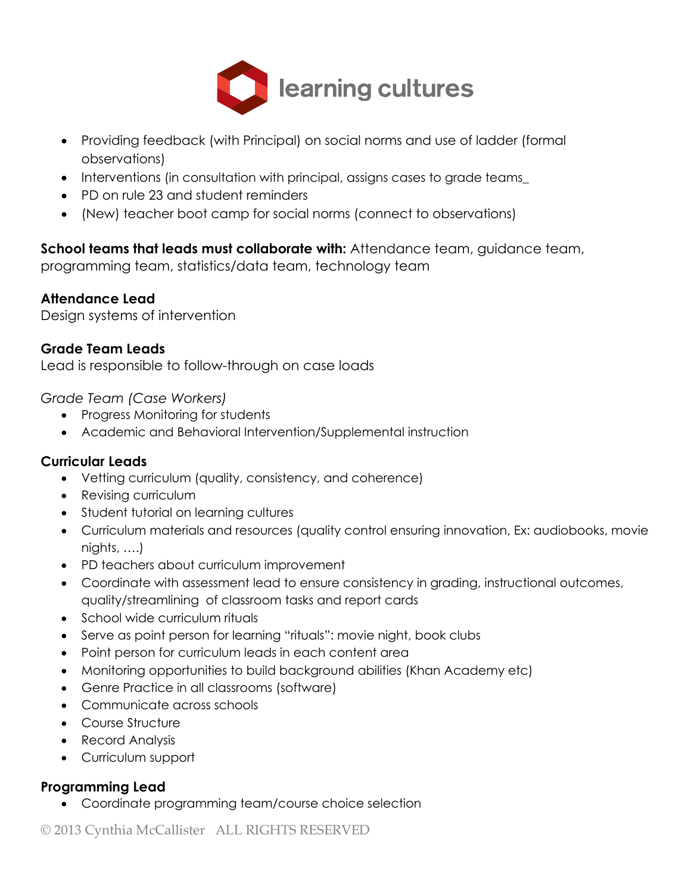- Providing feedback (with Principal) on social norms and use of ladder (formal observations)
- Interventions (in consultation with principal, assigns cases to grade teams_
- PD on rule 23 and student reminders
- (New) teacher boot camp for social norms (connect to observations)

**School teams that leads must collaborate with:** Attendance team, guidance team, programming team, statistics/data team, technology team

**Attendance Lead**
Design systems of intervention

**Grade Team Leads**
Lead is responsible to follow-through on case loads

*Grade Team (Case Workers)*

- Progress Monitoring for students
- Academic and Behavioral Intervention/Supplemental instruction

**Curricular Leads**

- Vetting curriculum (quality, consistency, and coherence)
- Revising curriculum
- Student tutorial on learning cultures
- Curriculum materials and resources (quality control ensuring innovation, Ex: audiobooks, movie nights, ….)
- PD teachers about curriculum improvement
- Coordinate with assessment lead to ensure consistency in grading, instructional outcomes, quality/streamlining of classroom tasks and report cards
- School wide curriculum rituals
- Serve as point person for learning "rituals": movie night, book clubs
- Point person for curriculum leads in each content area
- Monitoring opportunities to build background abilities (Khan Academy etc)
- Genre Practice in all classrooms (software)
- Communicate across schools
- Course Structure
- Record Analysis
- Curriculum support

**Programming Lead**

- Coordinate programming team/course choice selection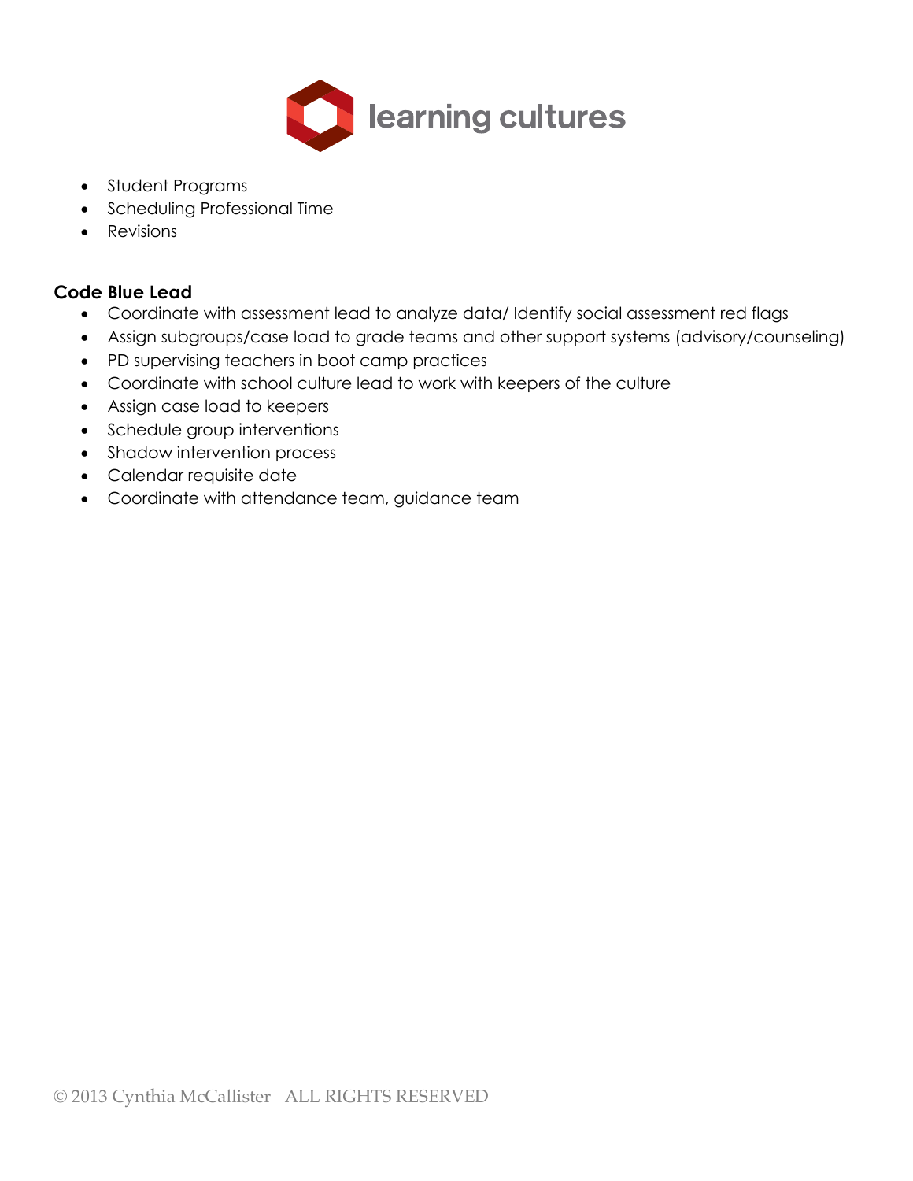- Student Programs
- Scheduling Professional Time
- Revisions

**Code Blue Lead**

- Coordinate with assessment lead to analyze data/ Identify social assessment red flags
- Assign subgroups/case load to grade teams and other support systems (advisory/counseling)
- PD supervising teachers in boot camp practices
- Coordinate with school culture lead to work with keepers of the culture
- Assign case load to keepers
- Schedule group interventions
- Shadow intervention process
- Calendar requisite date
- Coordinate with attendance team, guidance team